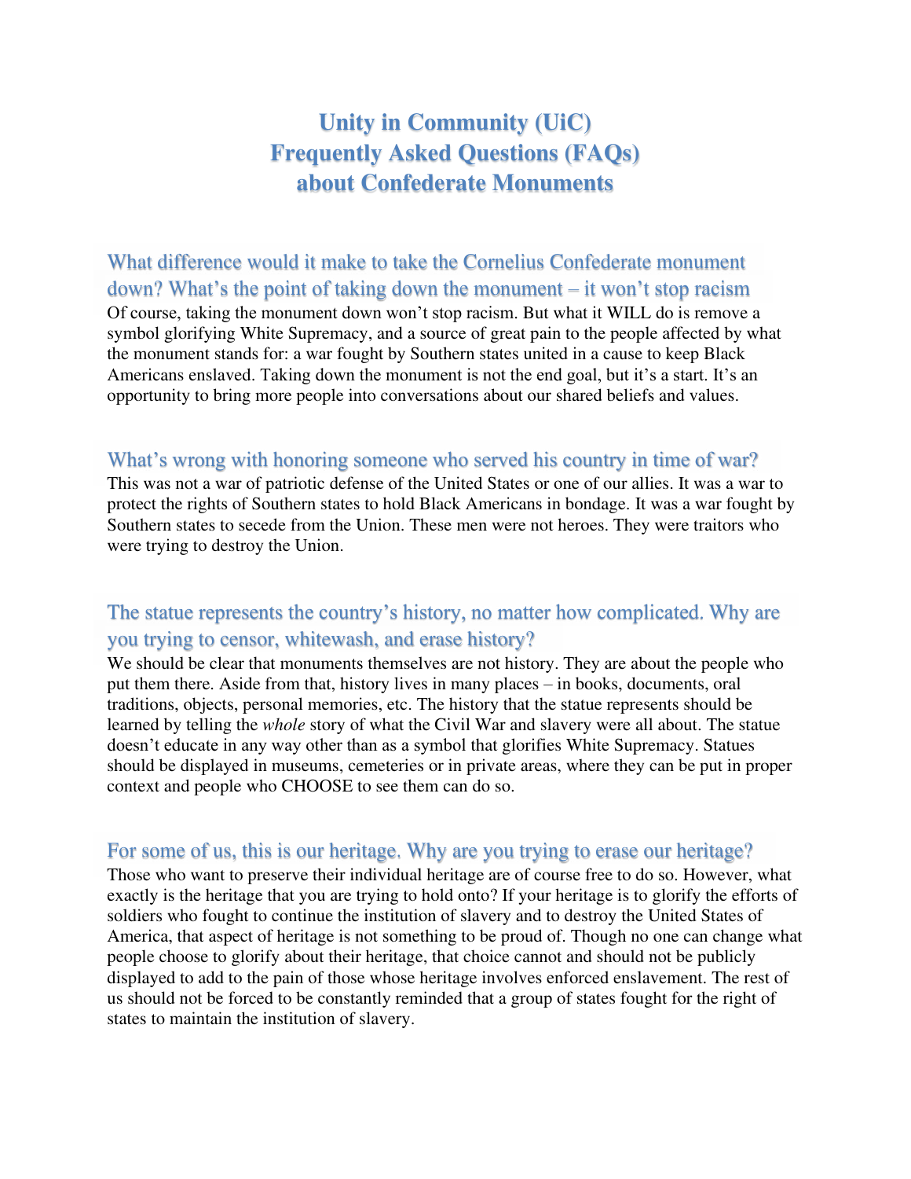# Unity in Community (UiC)
# Frequently Asked Questions (FAQs)
# about Confederate Monuments

## What difference would it make to take the Cornelius Confederate monument down? What's the point of taking down the monument – it won't stop racism

Of course, taking the monument down won't stop racism. But what it WILL do is remove a symbol glorifying White Supremacy, and a source of great pain to the people affected by what the monument stands for: a war fought by Southern states united in a cause to keep Black Americans enslaved. Taking down the monument is not the end goal, but it's a start. It's an opportunity to bring more people into conversations about our shared beliefs and values.

## What's wrong with honoring someone who served his country in time of war?

This was not a war of patriotic defense of the United States or one of our allies. It was a war to protect the rights of Southern states to hold Black Americans in bondage. It was a war fought by Southern states to secede from the Union. These men were not heroes. They were traitors who were trying to destroy the Union.

## The statue represents the country's history, no matter how complicated. Why are you trying to censor, whitewash, and erase history?

We should be clear that monuments themselves are not history. They are about the people who put them there. Aside from that, history lives in many places – in books, documents, oral traditions, objects, personal memories, etc. The history that the statue represents should be learned by telling the *whole* story of what the Civil War and slavery were all about. The statue doesn't educate in any way other than as a symbol that glorifies White Supremacy. Statues should be displayed in museums, cemeteries or in private areas, where they can be put in proper context and people who CHOOSE to see them can do so.

## For some of us, this is our heritage. Why are you trying to erase our heritage?

Those who want to preserve their individual heritage are of course free to do so. However, what exactly is the heritage that you are trying to hold onto? If your heritage is to glorify the efforts of soldiers who fought to continue the institution of slavery and to destroy the United States of America, that aspect of heritage is not something to be proud of. Though no one can change what people choose to glorify about their heritage, that choice cannot and should not be publicly displayed to add to the pain of those whose heritage involves enforced enslavement. The rest of us should not be forced to be constantly reminded that a group of states fought for the right of states to maintain the institution of slavery.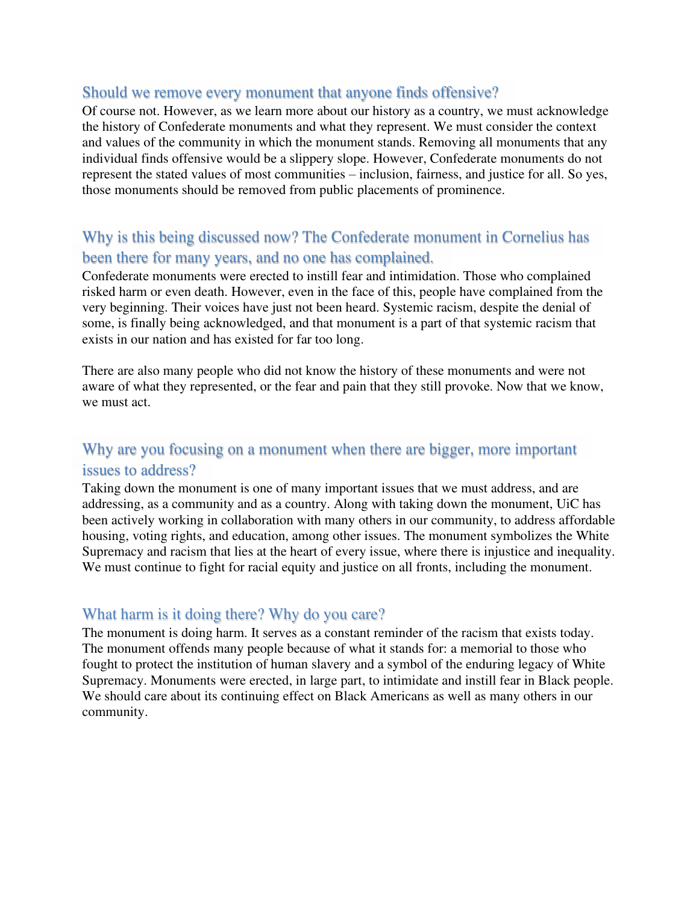## Should we remove every monument that anyone finds offensive?

Of course not. However, as we learn more about our history as a country, we must acknowledge the history of Confederate monuments and what they represent. We must consider the context and values of the community in which the monument stands. Removing all monuments that any individual finds offensive would be a slippery slope. However, Confederate monuments do not represent the stated values of most communities – inclusion, fairness, and justice for all. So yes, those monuments should be removed from public placements of prominence.

## Why is this being discussed now? The Confederate monument in Cornelius has been there for many years, and no one has complained.

Confederate monuments were erected to instill fear and intimidation. Those who complained risked harm or even death. However, even in the face of this, people have complained from the very beginning. Their voices have just not been heard. Systemic racism, despite the denial of some, is finally being acknowledged, and that monument is a part of that systemic racism that exists in our nation and has existed for far too long.

There are also many people who did not know the history of these monuments and were not aware of what they represented, or the fear and pain that they still provoke. Now that we know, we must act.

## Why are you focusing on a monument when there are bigger, more important issues to address?

Taking down the monument is one of many important issues that we must address, and are addressing, as a community and as a country. Along with taking down the monument, UiC has been actively working in collaboration with many others in our community, to address affordable housing, voting rights, and education, among other issues. The monument symbolizes the White Supremacy and racism that lies at the heart of every issue, where there is injustice and inequality. We must continue to fight for racial equity and justice on all fronts, including the monument.

## What harm is it doing there? Why do you care?

The monument is doing harm. It serves as a constant reminder of the racism that exists today. The monument offends many people because of what it stands for: a memorial to those who fought to protect the institution of human slavery and a symbol of the enduring legacy of White Supremacy. Monuments were erected, in large part, to intimidate and instill fear in Black people. We should care about its continuing effect on Black Americans as well as many others in our community.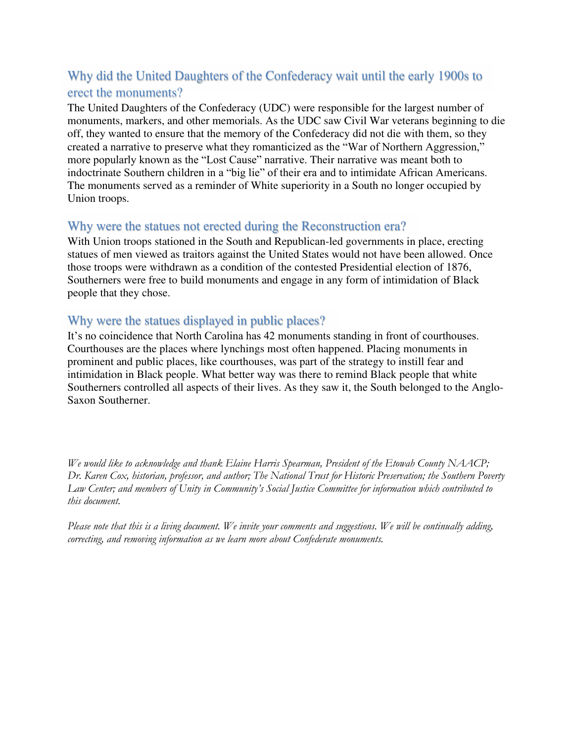## Why did the United Daughters of the Confederacy wait until the early 1900s to erect the monuments?

The United Daughters of the Confederacy (UDC) were responsible for the largest number of monuments, markers, and other memorials. As the UDC saw Civil War veterans beginning to die off, they wanted to ensure that the memory of the Confederacy did not die with them, so they created a narrative to preserve what they romanticized as the "War of Northern Aggression," more popularly known as the "Lost Cause" narrative. Their narrative was meant both to indoctrinate Southern children in a "big lie" of their era and to intimidate African Americans. The monuments served as a reminder of White superiority in a South no longer occupied by Union troops.

## Why were the statues not erected during the Reconstruction era?

With Union troops stationed in the South and Republican-led governments in place, erecting statues of men viewed as traitors against the United States would not have been allowed. Once those troops were withdrawn as a condition of the contested Presidential election of 1876, Southerners were free to build monuments and engage in any form of intimidation of Black people that they chose.

## Why were the statues displayed in public places?

It's no coincidence that North Carolina has 42 monuments standing in front of courthouses. Courthouses are the places where lynchings most often happened. Placing monuments in prominent and public places, like courthouses, was part of the strategy to instill fear and intimidation in Black people. What better way was there to remind Black people that white Southerners controlled all aspects of their lives. As they saw it, the South belonged to the Anglo-Saxon Southerner.

*We would like to acknowledge and thank Elaine Harris Spearman, President of the Etowah County NAACP; Dr. Karen Cox, historian, professor, and author; The National Trust for Historic Preservation; the Southern Poverty Law Center; and members of Unity in Community's Social Justice Committee for information which contributed to this document.*

*Please note that this is a living document. We invite your comments and suggestions. We will be continually adding, correcting, and removing information as we learn more about Confederate monuments.*